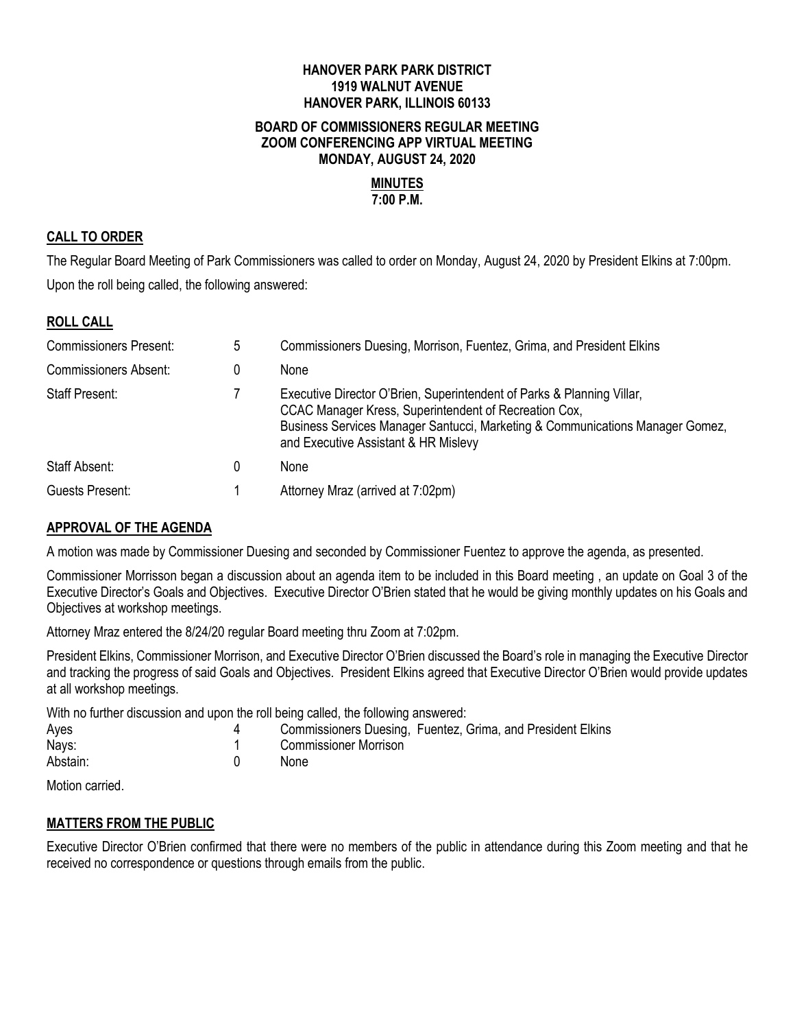**HANOVER PARK PARK DISTRICT**
**1919 WALNUT AVENUE**
**HANOVER PARK, ILLINOIS 60133**

**BOARD OF COMMISSIONERS REGULAR MEETING**
**ZOOM CONFERENCING APP VIRTUAL MEETING**
**MONDAY, AUGUST 24, 2020**

**MINUTES**
**7:00 P.M.**

## CALL TO ORDER

The Regular Board Meeting of Park Commissioners was called to order on Monday, August 24, 2020 by President Elkins at 7:00pm.

Upon the roll being called, the following answered:

## ROLL CALL

| | | |
|---|---|---|
| Commissioners Present: | 5 | Commissioners Duesing, Morrison, Fuentez, Grima, and President Elkins |
| Commissioners Absent: | 0 | None |
| Staff Present: | 7 | Executive Director O'Brien, Superintendent of Parks & Planning Villar, CCAC Manager Kress, Superintendent of Recreation Cox, Business Services Manager Santucci, Marketing & Communications Manager Gomez, and Executive Assistant & HR Mislevy |
| Staff Absent: | 0 | None |
| Guests Present: | 1 | Attorney Mraz (arrived at 7:02pm) |

## APPROVAL OF THE AGENDA

A motion was made by Commissioner Duesing and seconded by Commissioner Fuentez to approve the agenda, as presented.

Commissioner Morrisson began a discussion about an agenda item to be included in this Board meeting , an update on Goal 3 of the Executive Director's Goals and Objectives. Executive Director O'Brien stated that he would be giving monthly updates on his Goals and Objectives at workshop meetings.

Attorney Mraz entered the 8/24/20 regular Board meeting thru Zoom at 7:02pm.

President Elkins, Commissioner Morrison, and Executive Director O'Brien discussed the Board's role in managing the Executive Director and tracking the progress of said Goals and Objectives. President Elkins agreed that Executive Director O'Brien would provide updates at all workshop meetings.

With no further discussion and upon the roll being called, the following answered:

| | | |
|---|---|---|
| Ayes | 4 | Commissioners Duesing, Fuentez, Grima, and President Elkins |
| Nays: | 1 | Commissioner Morrison |
| Abstain: | 0 | None |

Motion carried.

## MATTERS FROM THE PUBLIC

Executive Director O'Brien confirmed that there were no members of the public in attendance during this Zoom meeting and that he received no correspondence or questions through emails from the public.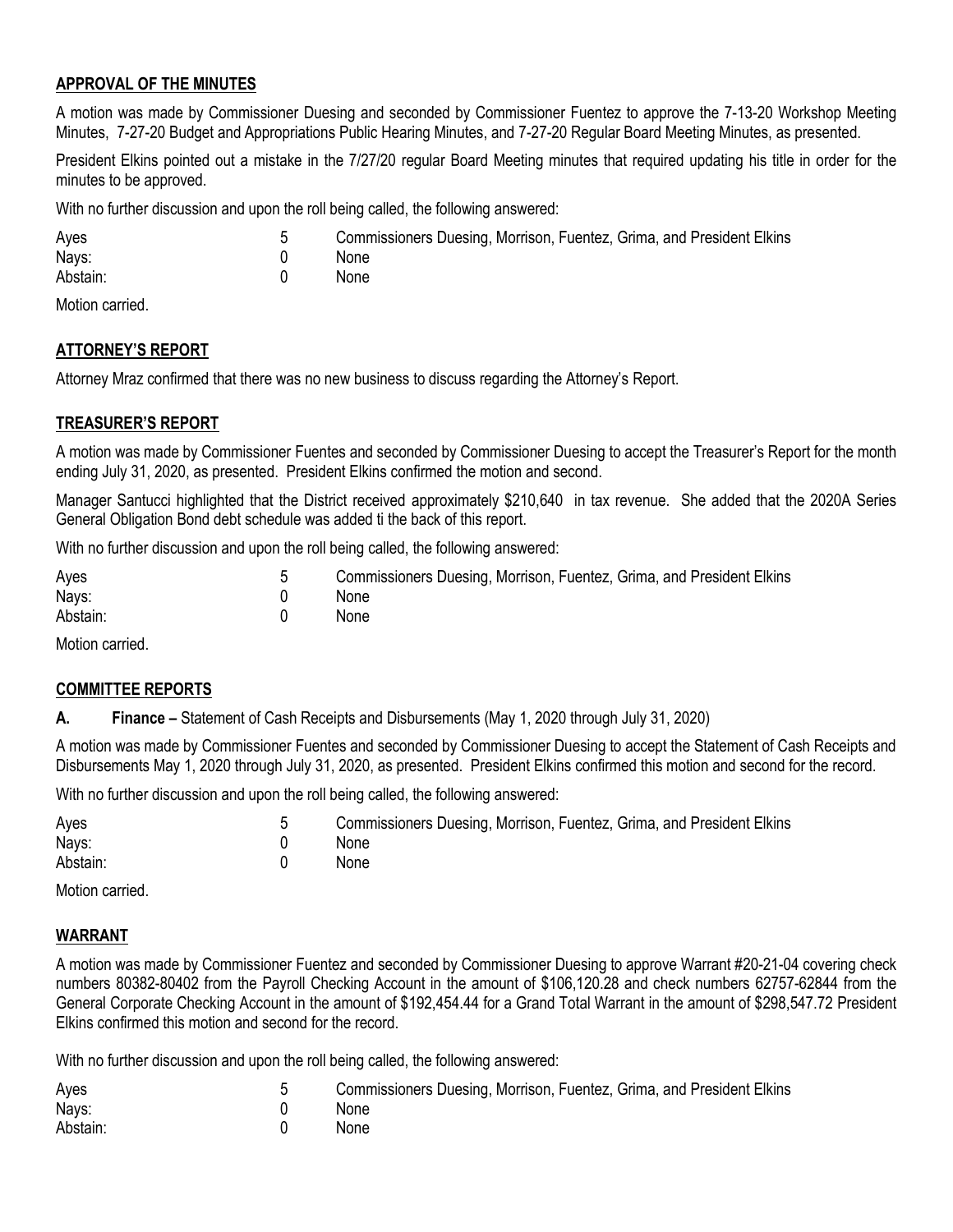## APPROVAL OF THE MINUTES

A motion was made by Commissioner Duesing and seconded by Commissioner Fuentez to approve the 7-13-20 Workshop Meeting Minutes, 7-27-20 Budget and Appropriations Public Hearing Minutes, and 7-27-20 Regular Board Meeting Minutes, as presented.

President Elkins pointed out a mistake in the 7/27/20 regular Board Meeting minutes that required updating his title in order for the minutes to be approved.

With no further discussion and upon the roll being called, the following answered:

| | | |
|---|---|---|
| Ayes | 5 | Commissioners Duesing, Morrison, Fuentez, Grima, and President Elkins |
| Nays: | 0 | None |
| Abstain: | 0 | None |

Motion carried.

## ATTORNEY'S REPORT

Attorney Mraz confirmed that there was no new business to discuss regarding the Attorney's Report.

## TREASURER'S REPORT

A motion was made by Commissioner Fuentes and seconded by Commissioner Duesing to accept the Treasurer's Report for the month ending July 31, 2020, as presented. President Elkins confirmed the motion and second.

Manager Santucci highlighted that the District received approximately $210,640 in tax revenue. She added that the 2020A Series General Obligation Bond debt schedule was added ti the back of this report.

With no further discussion and upon the roll being called, the following answered:

| | | |
|---|---|---|
| Ayes | 5 | Commissioners Duesing, Morrison, Fuentez, Grima, and President Elkins |
| Nays: | 0 | None |
| Abstain: | 0 | None |

Motion carried.

## COMMITTEE REPORTS

**A. Finance –** Statement of Cash Receipts and Disbursements (May 1, 2020 through July 31, 2020)

A motion was made by Commissioner Fuentes and seconded by Commissioner Duesing to accept the Statement of Cash Receipts and Disbursements May 1, 2020 through July 31, 2020, as presented. President Elkins confirmed this motion and second for the record.

With no further discussion and upon the roll being called, the following answered:

| | | |
|---|---|---|
| Ayes | 5 | Commissioners Duesing, Morrison, Fuentez, Grima, and President Elkins |
| Nays: | 0 | None |
| Abstain: | 0 | None |

Motion carried.

## WARRANT

A motion was made by Commissioner Fuentez and seconded by Commissioner Duesing to approve Warrant #20-21-04 covering check numbers 80382-80402 from the Payroll Checking Account in the amount of $106,120.28 and check numbers 62757-62844 from the General Corporate Checking Account in the amount of $192,454.44 for a Grand Total Warrant in the amount of $298,547.72 President Elkins confirmed this motion and second for the record.

With no further discussion and upon the roll being called, the following answered:

| | | |
|---|---|---|
| Ayes | 5 | Commissioners Duesing, Morrison, Fuentez, Grima, and President Elkins |
| Nays: | 0 | None |
| Abstain: | 0 | None |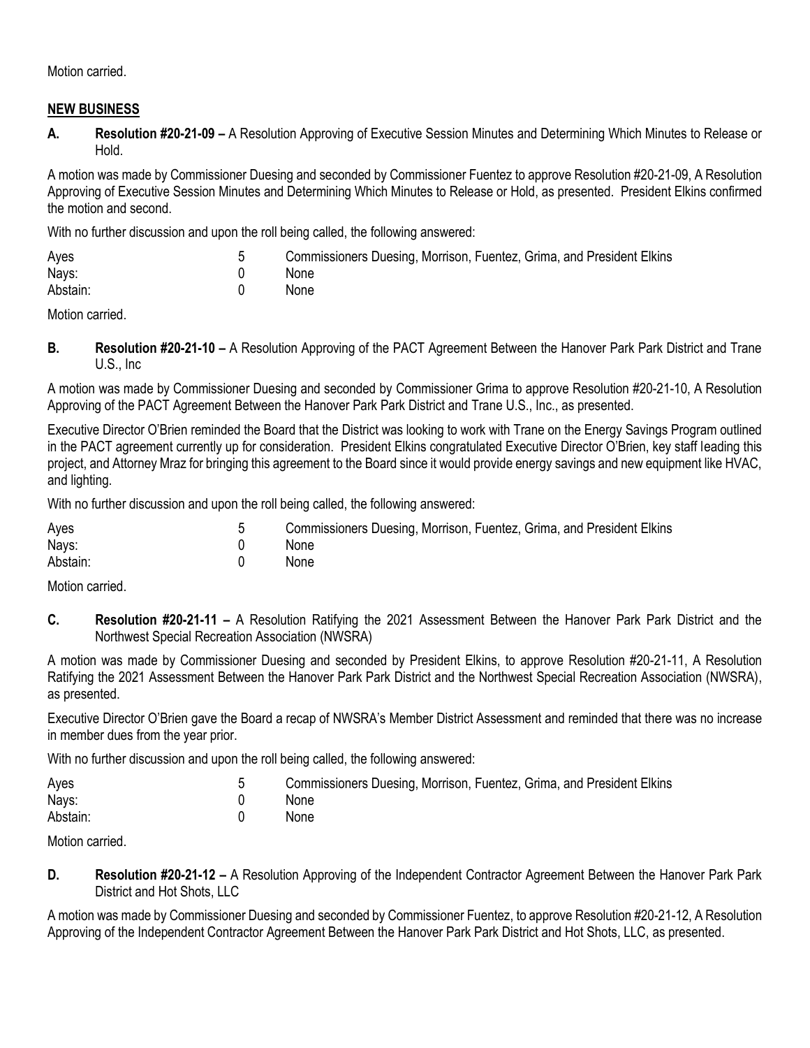Motion carried.

## NEW BUSINESS

**A. Resolution #20-21-09 –** A Resolution Approving of Executive Session Minutes and Determining Which Minutes to Release or Hold.

A motion was made by Commissioner Duesing and seconded by Commissioner Fuentez to approve Resolution #20-21-09, A Resolution Approving of Executive Session Minutes and Determining Which Minutes to Release or Hold, as presented. President Elkins confirmed the motion and second.

With no further discussion and upon the roll being called, the following answered:

| | | |
|---|---|---|
| Ayes | 5 | Commissioners Duesing, Morrison, Fuentez, Grima, and President Elkins |
| Nays: | 0 | None |
| Abstain: | 0 | None |

Motion carried.

**B. Resolution #20-21-10 –** A Resolution Approving of the PACT Agreement Between the Hanover Park Park District and Trane U.S., Inc

A motion was made by Commissioner Duesing and seconded by Commissioner Grima to approve Resolution #20-21-10, A Resolution Approving of the PACT Agreement Between the Hanover Park Park District and Trane U.S., Inc., as presented.

Executive Director O'Brien reminded the Board that the District was looking to work with Trane on the Energy Savings Program outlined in the PACT agreement currently up for consideration. President Elkins congratulated Executive Director O'Brien, key staff leading this project, and Attorney Mraz for bringing this agreement to the Board since it would provide energy savings and new equipment like HVAC, and lighting.

With no further discussion and upon the roll being called, the following answered:

| | | |
|---|---|---|
| Ayes | 5 | Commissioners Duesing, Morrison, Fuentez, Grima, and President Elkins |
| Nays: | 0 | None |
| Abstain: | 0 | None |

Motion carried.

**C. Resolution #20-21-11 –** A Resolution Ratifying the 2021 Assessment Between the Hanover Park Park District and the Northwest Special Recreation Association (NWSRA)

A motion was made by Commissioner Duesing and seconded by President Elkins, to approve Resolution #20-21-11, A Resolution Ratifying the 2021 Assessment Between the Hanover Park Park District and the Northwest Special Recreation Association (NWSRA), as presented.

Executive Director O'Brien gave the Board a recap of NWSRA's Member District Assessment and reminded that there was no increase in member dues from the year prior.

With no further discussion and upon the roll being called, the following answered:

| | | |
|---|---|---|
| Ayes | 5 | Commissioners Duesing, Morrison, Fuentez, Grima, and President Elkins |
| Nays: | 0 | None |
| Abstain: | 0 | None |

Motion carried.

**D. Resolution #20-21-12 –** A Resolution Approving of the Independent Contractor Agreement Between the Hanover Park Park District and Hot Shots, LLC

A motion was made by Commissioner Duesing and seconded by Commissioner Fuentez, to approve Resolution #20-21-12, A Resolution Approving of the Independent Contractor Agreement Between the Hanover Park Park District and Hot Shots, LLC, as presented.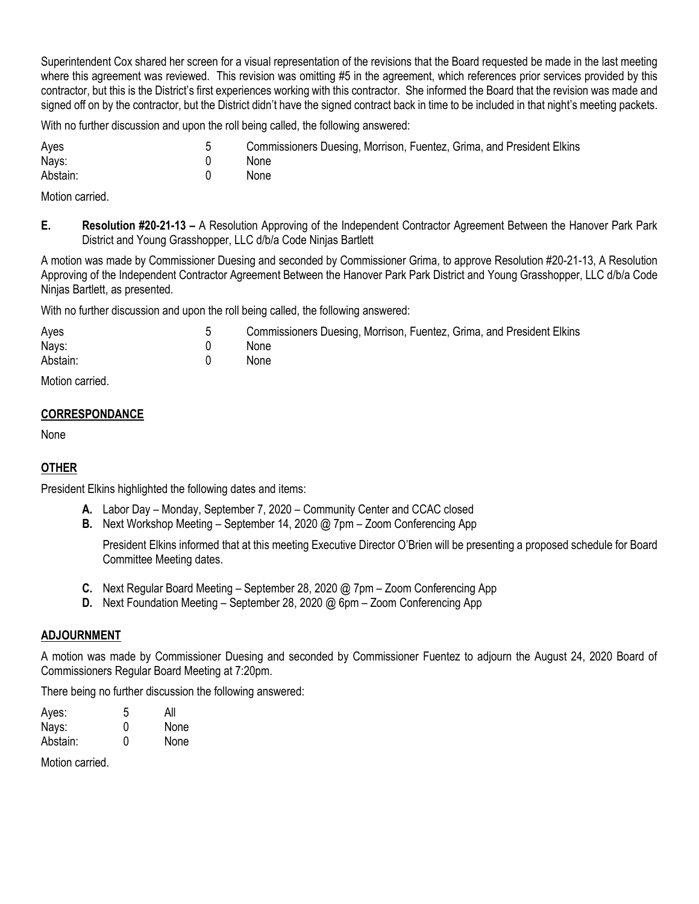Superintendent Cox shared her screen for a visual representation of the revisions that the Board requested be made in the last meeting where this agreement was reviewed. This revision was omitting #5 in the agreement, which references prior services provided by this contractor, but this is the District's first experiences working with this contractor. She informed the Board that the revision was made and signed off on by the contractor, but the District didn't have the signed contract back in time to be included in that night's meeting packets.

With no further discussion and upon the roll being called, the following answered:

| | | |
|---|---|---|
| Ayes | 5 | Commissioners Duesing, Morrison, Fuentez, Grima, and President Elkins |
| Nays: | 0 | None |
| Abstain: | 0 | None |

Motion carried.

**E. Resolution #20-21-13 –** A Resolution Approving of the Independent Contractor Agreement Between the Hanover Park Park District and Young Grasshopper, LLC d/b/a Code Ninjas Bartlett

A motion was made by Commissioner Duesing and seconded by Commissioner Grima, to approve Resolution #20-21-13, A Resolution Approving of the Independent Contractor Agreement Between the Hanover Park Park District and Young Grasshopper, LLC d/b/a Code Ninjas Bartlett, as presented.

With no further discussion and upon the roll being called, the following answered:

| | | |
|---|---|---|
| Ayes | 5 | Commissioners Duesing, Morrison, Fuentez, Grima, and President Elkins |
| Nays: | 0 | None |
| Abstain: | 0 | None |

Motion carried.

## CORRESPONDANCE

None

## OTHER

President Elkins highlighted the following dates and items:

- **A.** Labor Day – Monday, September 7, 2020 – Community Center and CCAC closed
- **B.** Next Workshop Meeting – September 14, 2020 @ 7pm – Zoom Conferencing App

  President Elkins informed that at this meeting Executive Director O'Brien will be presenting a proposed schedule for Board Committee Meeting dates.

- **C.** Next Regular Board Meeting – September 28, 2020 @ 7pm – Zoom Conferencing App
- **D.** Next Foundation Meeting – September 28, 2020 @ 6pm – Zoom Conferencing App

## ADJOURNMENT

A motion was made by Commissioner Duesing and seconded by Commissioner Fuentez to adjourn the August 24, 2020 Board of Commissioners Regular Board Meeting at 7:20pm.

There being no further discussion the following answered:

| | | |
|---|---|---|
| Ayes: | 5 | All |
| Nays: | 0 | None |
| Abstain: | 0 | None |

Motion carried.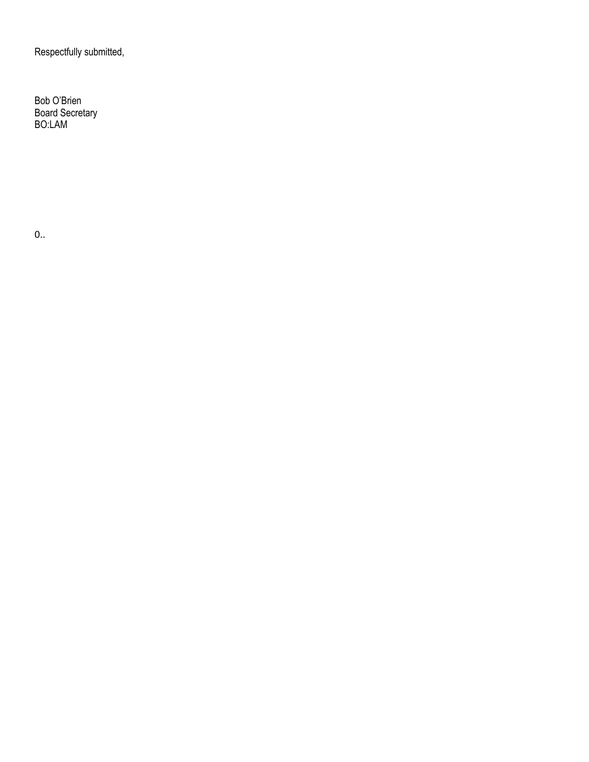Respectfully submitted,

Bob O'Brien
Board Secretary
BO:LAM

0..